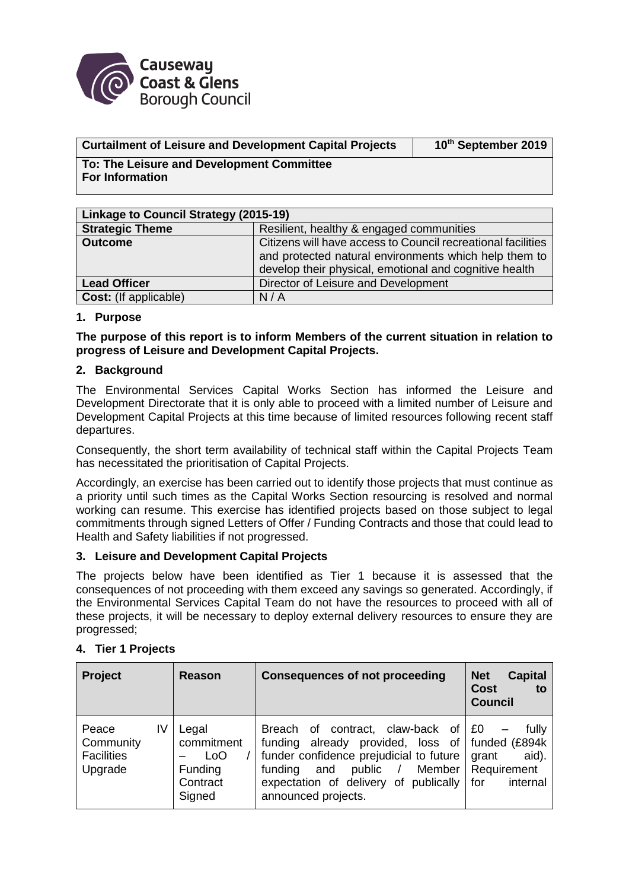| Curtailment of Leisure and Development Capital Projects | 10th September 2019 |
|---|---|
| **To: The Leisure and Development Committee**<br>**For Information** | |

| Linkage to Council Strategy (2015-19) | |
|---|---|
| **Strategic Theme** | Resilient, healthy & engaged communities |
| **Outcome** | Citizens will have access to Council recreational facilities and protected natural environments which help them to develop their physical, emotional and cognitive health |
| **Lead Officer** | Director of Leisure and Development |
| **Cost:** (If applicable) | N / A |

## 1. Purpose

**The purpose of this report is to inform Members of the current situation in relation to progress of Leisure and Development Capital Projects.**

## 2. Background

The Environmental Services Capital Works Section has informed the Leisure and Development Directorate that it is only able to proceed with a limited number of Leisure and Development Capital Projects at this time because of limited resources following recent staff departures.

Consequently, the short term availability of technical staff within the Capital Projects Team has necessitated the prioritisation of Capital Projects.

Accordingly, an exercise has been carried out to identify those projects that must continue as a priority until such times as the Capital Works Section resourcing is resolved and normal working can resume. This exercise has identified projects based on those subject to legal commitments through signed Letters of Offer / Funding Contracts and those that could lead to Health and Safety liabilities if not progressed.

## 3. Leisure and Development Capital Projects

The projects below have been identified as Tier 1 because it is assessed that the consequences of not proceeding with them exceed any savings so generated. Accordingly, if the Environmental Services Capital Team do not have the resources to proceed with all of these projects, it will be necessary to deploy external delivery resources to ensure they are progressed;

## 4. Tier 1 Projects

| Project | Reason | Consequences of not proceeding | Net Capital Cost to Council |
|---|---|---|---|
| Peace IV Community Facilities Upgrade | Legal commitment – LoO / Funding Contract Signed | Breach of contract, claw-back of funding already provided, loss of funder confidence prejudicial to future funding and public / Member expectation of delivery of publically announced projects. | £0 – fully funded (£894k grant aid). Requirement for internal |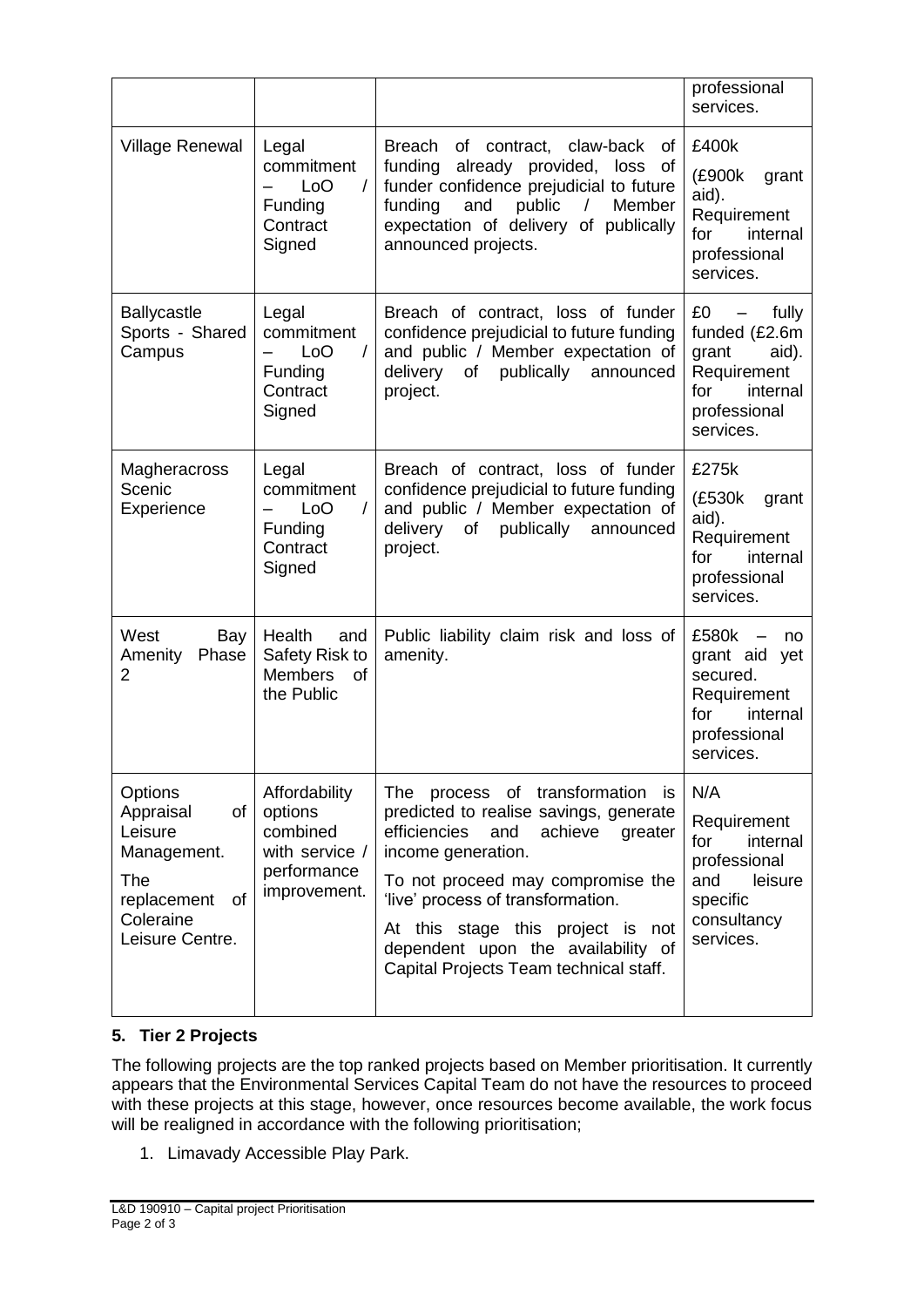| | | | professional services. |
|---|---|---|---|
| Village Renewal | Legal commitment – LoO / Funding Contract Signed | Breach of contract, claw-back of funding already provided, loss of funder confidence prejudicial to future funding and public / Member expectation of delivery of publically announced projects. | £400k (£900k grant aid). Requirement for internal professional services. |
| Ballycastle Sports - Shared Campus | Legal commitment – LoO / Funding Contract Signed | Breach of contract, loss of funder confidence prejudicial to future funding and public / Member expectation of delivery of publically announced project. | £0 – fully funded (£2.6m grant aid). Requirement for internal professional services. |
| Magheracross Scenic Experience | Legal commitment – LoO / Funding Contract Signed | Breach of contract, loss of funder confidence prejudicial to future funding and public / Member expectation of delivery of publically announced project. | £275k (£530k grant aid). Requirement for internal professional services. |
| West Bay Amenity Phase 2 | Health and Safety Risk to Members of the Public | Public liability claim risk and loss of amenity. | £580k – no grant aid yet secured. Requirement for internal professional services. |
| Options Appraisal of Leisure Management. The replacement of Coleraine Leisure Centre. | Affordability options combined with service / performance improvement. | The process of transformation is predicted to realise savings, generate efficiencies and achieve greater income generation. To not proceed may compromise the 'live' process of transformation. At this stage this project is not dependent upon the availability of Capital Projects Team technical staff. | N/A Requirement for internal professional and leisure specific consultancy services. |

## 5. Tier 2 Projects

The following projects are the top ranked projects based on Member prioritisation. It currently appears that the Environmental Services Capital Team do not have the resources to proceed with these projects at this stage, however, once resources become available, the work focus will be realigned in accordance with the following prioritisation;

1. Limavady Accessible Play Park.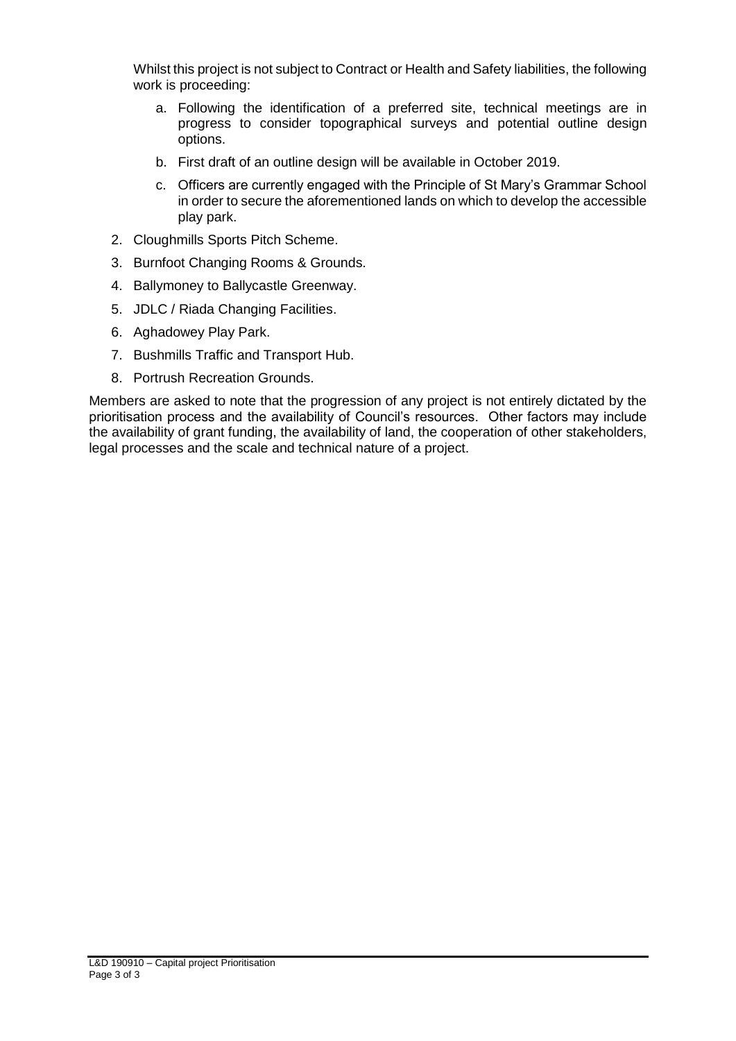Whilst this project is not subject to Contract or Health and Safety liabilities, the following work is proceeding:

a. Following the identification of a preferred site, technical meetings are in progress to consider topographical surveys and potential outline design options.

b. First draft of an outline design will be available in October 2019.

c. Officers are currently engaged with the Principle of St Mary's Grammar School in order to secure the aforementioned lands on which to develop the accessible play park.

2. Cloughmills Sports Pitch Scheme.
3. Burnfoot Changing Rooms & Grounds.
4. Ballymoney to Ballycastle Greenway.
5. JDLC / Riada Changing Facilities.
6. Aghadowey Play Park.
7. Bushmills Traffic and Transport Hub.
8. Portrush Recreation Grounds.

Members are asked to note that the progression of any project is not entirely dictated by the prioritisation process and the availability of Council's resources. Other factors may include the availability of grant funding, the availability of land, the cooperation of other stakeholders, legal processes and the scale and technical nature of a project.